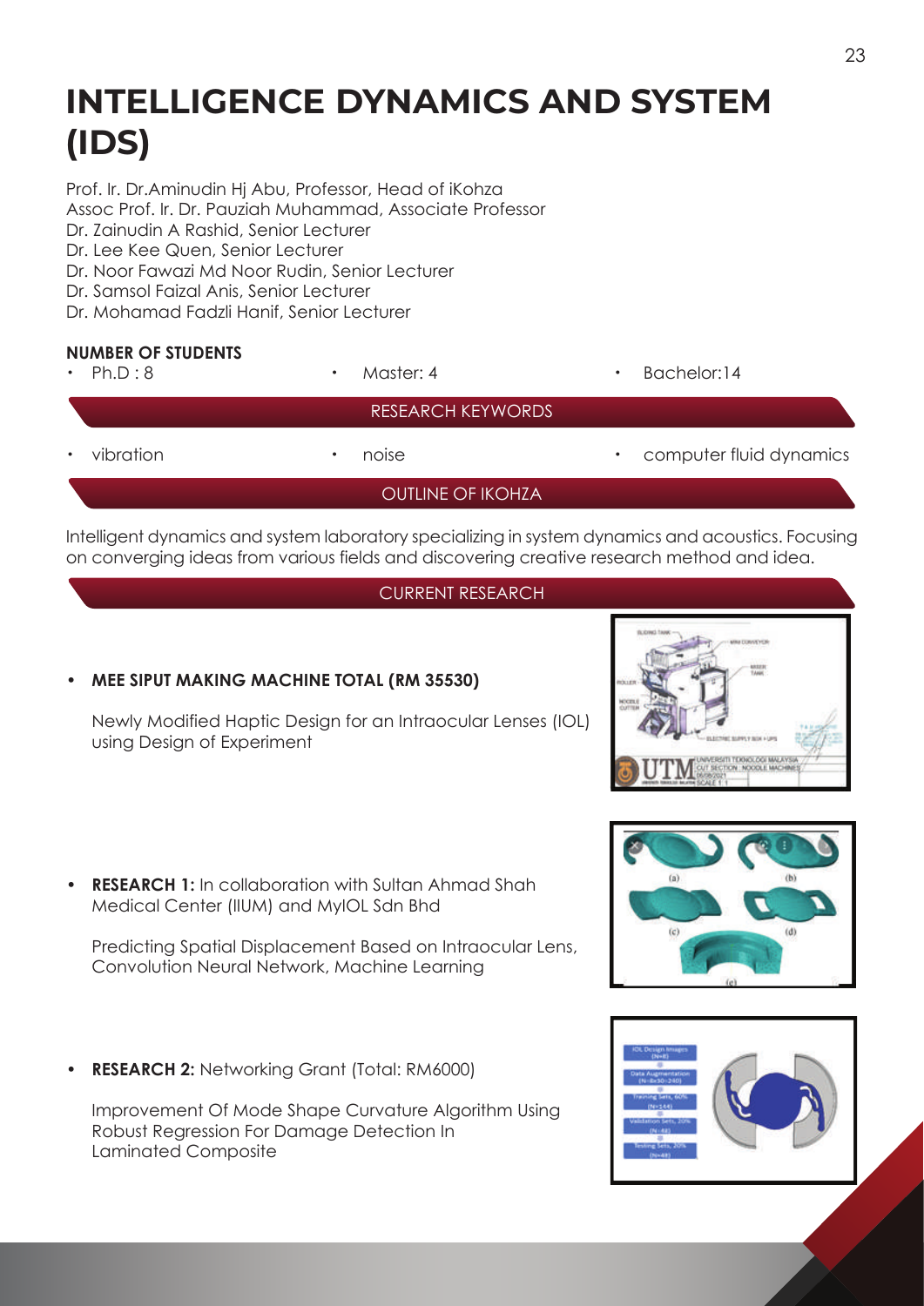# INTELLIGENCE DYNAMICS AND SYSTEM (IDS)

Prof. Ir. Dr.Aminudin Hj Abu, Professor, Head of iKohza
Assoc Prof. Ir. Dr. Pauziah Muhammad, Associate Professor
Dr. Zainudin A Rashid, Senior Lecturer
Dr. Lee Kee Quen, Senior Lecturer
Dr. Noor Fawazi Md Noor Rudin, Senior Lecturer
Dr. Samsol Faizal Anis, Senior Lecturer
Dr. Mohamad Fadzli Hanif, Senior Lecturer

**NUMBER OF STUDENTS**

- Ph.D : 8
- Master: 4
- Bachelor:14

## RESEARCH KEYWORDS

- vibration
- noise
- computer fluid dynamics

## OUTLINE OF IKOHZA

Intelligent dynamics and system laboratory specializing in system dynamics and acoustics. Focusing on converging ideas from various fields and discovering creative research method and idea.

## CURRENT RESEARCH

- **MEE SIPUT MAKING MACHINE TOTAL (RM 35530)**

  Newly Modified Haptic Design for an Intraocular Lenses (IOL) using Design of Experiment

- **RESEARCH 1:** In collaboration with Sultan Ahmad Shah Medical Center (IIUM) and MyIOL Sdn Bhd

  Predicting Spatial Displacement Based on Intraocular Lens, Convolution Neural Network, Machine Learning

- **RESEARCH 2:** Networking Grant (Total: RM6000)

  Improvement Of Mode Shape Curvature Algorithm Using Robust Regression For Damage Detection In Laminated Composite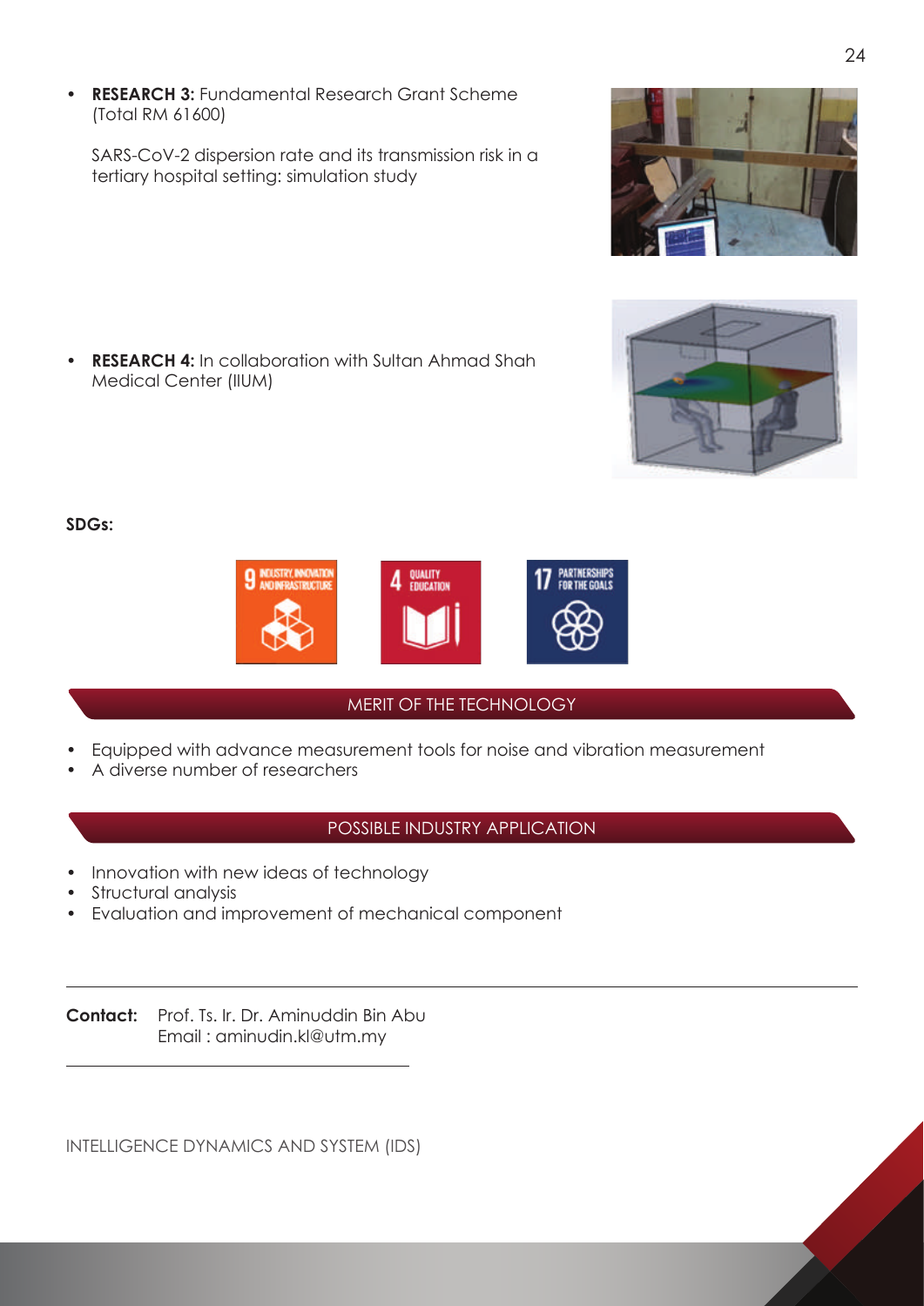- **RESEARCH 3:** Fundamental Research Grant Scheme (Total RM 61600)

  SARS-CoV-2 dispersion rate and its transmission risk in a tertiary hospital setting: simulation study

- **RESEARCH 4:** In collaboration with Sultan Ahmad Shah Medical Center (IIUM)

**SDGs:**

9 INDUSTRY, INNOVATION AND INFRASTRUCTURE

4 QUALITY EDUCATION

17 PARTNERSHIPS FOR THE GOALS

## MERIT OF THE TECHNOLOGY

- Equipped with advance measurement tools for noise and vibration measurement
- A diverse number of researchers

## POSSIBLE INDUSTRY APPLICATION

- Innovation with new ideas of technology
- Structural analysis
- Evaluation and improvement of mechanical component

---

**Contact:** Prof. Ts. Ir. Dr. Aminuddin Bin Abu
Email : aminudin.kl@utm.my

---

INTELLIGENCE DYNAMICS AND SYSTEM (IDS)